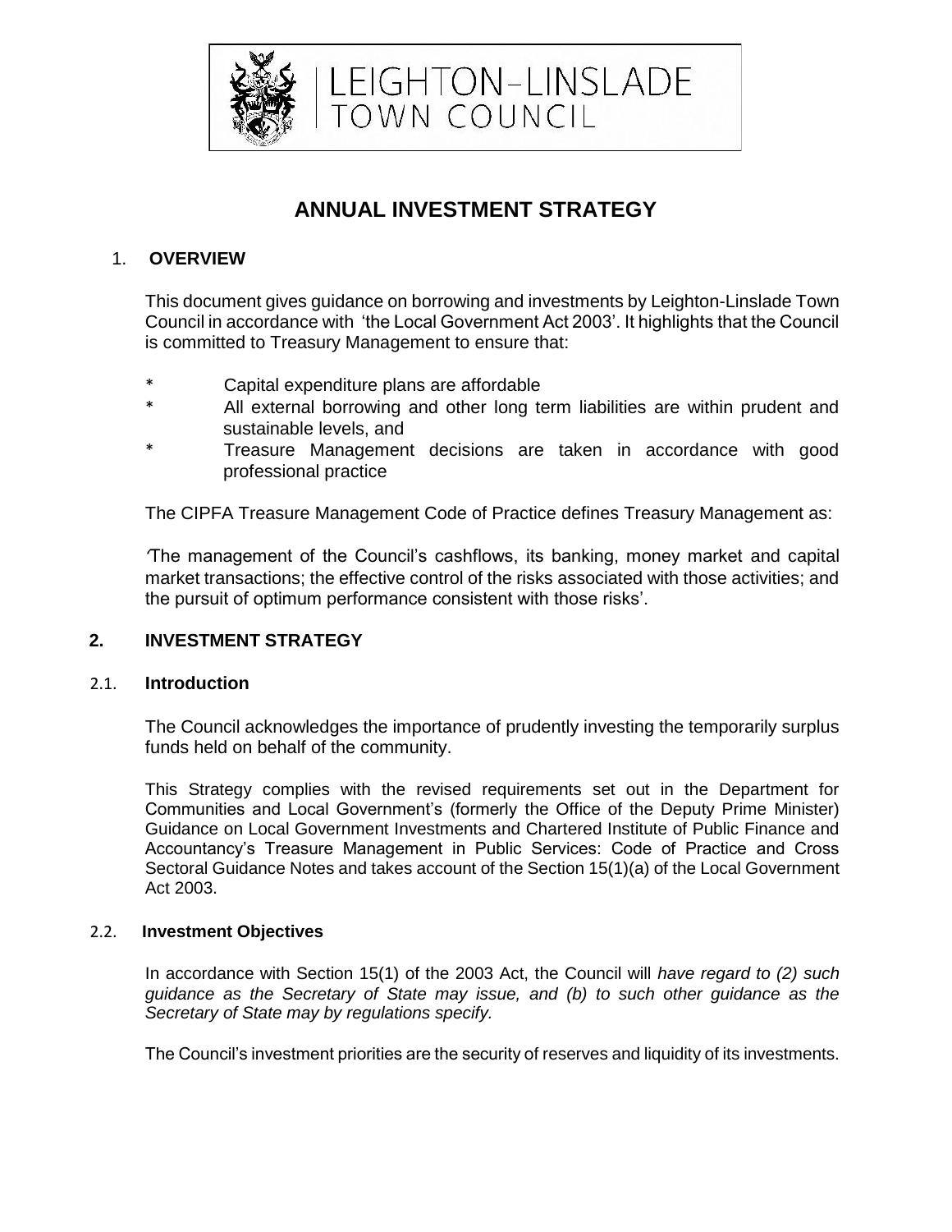LEIGHTON-LINSLADE
TOWN COUNCIL

# ANNUAL INVESTMENT STRATEGY

## 1. OVERVIEW

This document gives guidance on borrowing and investments by Leighton-Linslade Town Council in accordance with 'the Local Government Act 2003'. It highlights that the Council is committed to Treasury Management to ensure that:

- Capital expenditure plans are affordable
- All external borrowing and other long term liabilities are within prudent and sustainable levels, and
- Treasure Management decisions are taken in accordance with good professional practice

The CIPFA Treasure Management Code of Practice defines Treasury Management as:

'The management of the Council's cashflows, its banking, money market and capital market transactions; the effective control of the risks associated with those activities; and the pursuit of optimum performance consistent with those risks'.

## 2. INVESTMENT STRATEGY

### 2.1. Introduction

The Council acknowledges the importance of prudently investing the temporarily surplus funds held on behalf of the community.

This Strategy complies with the revised requirements set out in the Department for Communities and Local Government's (formerly the Office of the Deputy Prime Minister) Guidance on Local Government Investments and Chartered Institute of Public Finance and Accountancy's Treasure Management in Public Services: Code of Practice and Cross Sectoral Guidance Notes and takes account of the Section 15(1)(a) of the Local Government Act 2003.

### 2.2. Investment Objectives

In accordance with Section 15(1) of the 2003 Act, the Council will *have regard to (2) such guidance as the Secretary of State may issue, and (b) to such other guidance as the Secretary of State may by regulations specify.*

The Council's investment priorities are the security of reserves and liquidity of its investments.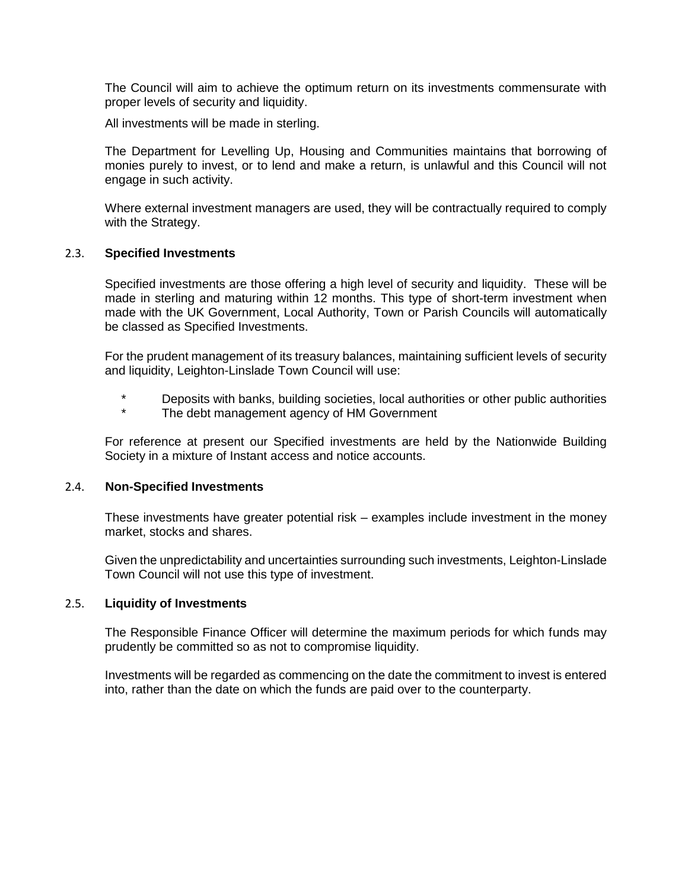The Council will aim to achieve the optimum return on its investments commensurate with proper levels of security and liquidity.

All investments will be made in sterling.

The Department for Levelling Up, Housing and Communities maintains that borrowing of monies purely to invest, or to lend and make a return, is unlawful and this Council will not engage in such activity.

Where external investment managers are used, they will be contractually required to comply with the Strategy.

### 2.3. Specified Investments

Specified investments are those offering a high level of security and liquidity. These will be made in sterling and maturing within 12 months. This type of short-term investment when made with the UK Government, Local Authority, Town or Parish Councils will automatically be classed as Specified Investments.

For the prudent management of its treasury balances, maintaining sufficient levels of security and liquidity, Leighton-Linslade Town Council will use:

- Deposits with banks, building societies, local authorities or other public authorities
- The debt management agency of HM Government

For reference at present our Specified investments are held by the Nationwide Building Society in a mixture of Instant access and notice accounts.

### 2.4. Non-Specified Investments

These investments have greater potential risk – examples include investment in the money market, stocks and shares.

Given the unpredictability and uncertainties surrounding such investments, Leighton-Linslade Town Council will not use this type of investment.

### 2.5. Liquidity of Investments

The Responsible Finance Officer will determine the maximum periods for which funds may prudently be committed so as not to compromise liquidity.

Investments will be regarded as commencing on the date the commitment to invest is entered into, rather than the date on which the funds are paid over to the counterparty.